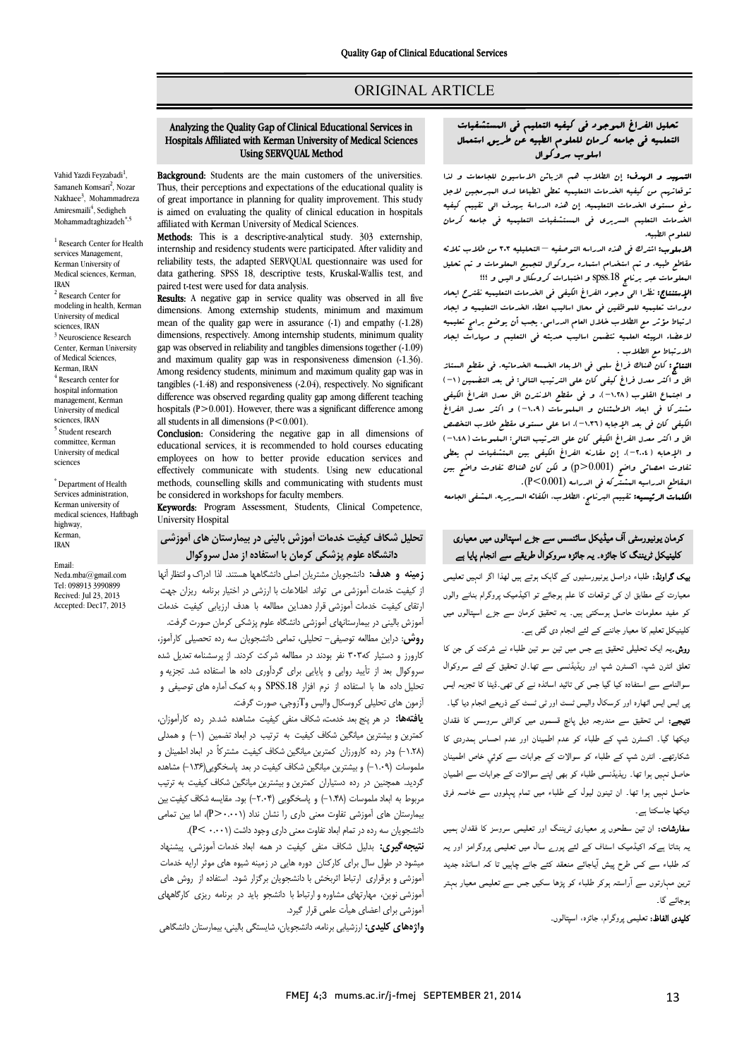ORIGINAL ARTICLE

# Analyzing the Quality Gap of Clinical Educational Services in Hospitals Affiliated with Kerman University of Medical Sciences Using SERVQUAL Method

Vahid Yazdi Feyzabadi[1], Samaneh Komsari[2], Nozar Nakhaee[3], Mohammadreza Amiresmaili[4], Sedigheh Mohammadtaghizadeh*[5]

[1] Research Center for Health services Management, Kerman University of Medical sciences, Kerman, IRAN
[2] Research Center for modeling in health, Kerman University of medical sciences, IRAN
[3] Neuroscience Research Center, Kerman University of Medical Sciences, Kerman, IRAN
[4] Research center for hospital information management, Kerman University of medical sciences, IRAN
[5] Student research committee, Kerman University of medical sciences

* Department of Health Services administration, Kerman university of medical sciences, Haftbagh highway, Kerman, IRAN

Email: Neda.mba@gmail.com
Tel: 098913 3990899
Recived: Jul 23, 2013
Accepted: Dec17, 2013

**Background:** Students are the main customers of the universities. Thus, their perceptions and expectations of the educational quality is of great importance in planning for quality improvement. This study is aimed on evaluating the quality of clinical education in hospitals affiliated with Kerman University of Medical Sciences.

**Methods:** This is a descriptive-analytical study. 303 externship, internship and residency students were participated. After validity and reliability tests, the adapted SERVQUAL questionnaire was used for data gathering. SPSS 18, descriptive tests, Kruskal-Wallis test, and paired t-test were used for data analysis.

**Results:** A negative gap in service quality was observed in all five dimensions. Among externship students, minimum and maximum mean of the quality gap were in assurance (-1) and empathy (-1.28) dimensions, respectively. Among internship students, minimum quality gap was observed in reliability and tangibles dimensions together (-1.09) and maximum quality gap was in responsiveness dimension (-1.36). Among residency students, minimum and maximum quality gap was in tangibles (-1.48) and responsiveness (-2.04), respectively. No significant difference was observed regarding quality gap among different teaching hospitals ($P>0.001$). However, there was a significant difference among all students in all dimensions ($P<0.001$).

**Conclusion:** Considering the negative gap in all dimensions of educational services, it is recommended to hold courses educating employees on how to better provide education services and effectively communicate with students. Using new educational methods, counselling skills and communicating with students must be considered in workshops for faculty members.

**Keywords:** Program Assessment, Students, Clinical Competence, University Hospital

## تحلیل شکاف کیفیت خدمات آموزش بالینی در بیمارستان های آموزشی دانشگاه علوم پزشکی کرمان با استفاده از مدل سروکوال

**زمینه و هدف:** دانشجویان مشتریان اصلی دانشگاهها هستند. لذا ادراک و انتظار آنها از کیفیت خدمات آموزشی می تواند اطلاعات با ارزشی در اختیار برنامه ریزان جهت ارتقای کیفیت خدمات آموزشی قرار دهد.این مطالعه با هدف ارزیابی کیفیت خدمات آموزش بالینی در بیمارستانهای آموزشی دانشگاه علوم پزشکی کرمان صورت گرفت.

**روش:** دراین مطالعه توصیفی- تحلیلی، تمامی دانشجویان سه رده تحصیلی کارآموز، کارورز و دستیار که۳۰۳ نفر بودند در مطالعه شرکت کردند. از پرسشنامه تعدیل شده سروکوال بعد از تأیید روایی و پایایی برای گردآوری داده ها استفاده شد. تجزیه و تحلیل داده ها با استفاده از نرم افزار SPSS.18 و به کمک آماره های توصیفی و آزمون های تحلیلی کروسکال والیس وTزوجی، صورت گرفت.

**یافته‌ها:** در هر پنج بعد خدمت، شکاف منفی کیفیت مشاهده شد.در رده کارآموزان، کمترین و بیشترین میانگین شکاف کیفیت به ترتیب در ابعاد تضمین (۱-) و همدلی (۱.۲۸-) ودر رده کارورزان کمترین میانگین شکاف کیفیت مشترکاً در ابعاد اطمینان و ملموسات (۱.۰۹-) و بیشترین میانگین شکاف کیفیت در بعد پاسخگویی(۱.۳۶-) مشاهده گردید. همچنین در رده دستیاران کمترین و بیشترین میانگین شکاف کیفیت به ترتیب مربوط به ابعاد ملموسات (۱.۴۸-) و پاسخگویی (۲.۰۴-) بود. مقایسه شکاف کیفیت بین بیمارستان های آموزشی تفاوت معنی داری را نشان نداد ($P>0.001$)، اما بین تمامی دانشجویان سه رده در تمام ابعاد تفاوت معنی داری وجود داشت ($P<0.001$).

**نتیجه‌گیری:** بدلیل شکاف منفی کیفیت در همه ابعاد خدمات آموزشی، پیشنهاد میشود در طول سال برای کارکنان دوره هایی در زمینه شیوه های موثر ارایه خدمات آموزشی و برقراری ارتباط اثربخش با دانشجویان برگزار شود. استفاده از روش های آموزشی نوین، مهارتهای مشاوره و ارتباط با دانشجو باید در برنامه ریزی کارگاههای آموزشی برای اعضای هیأت علمی قرار گیرد.

**واژه‌های کلیدی:** ارزشیابی برنامه، دانشجویان، شایستگی بالینی، بیمارستان دانشگاهی

## تحليل الفراغ الموجود في كيفيه التعليم في المستشفيات التعليميه في جامعه كرمان للعلوم الطبيه عن طريق استعمال اسلوب سروكوال

**التمهيد و الهدف:** إن الطلاب هم الزبائن الاساسيون للجامعات و لذا توقعاتهم من كيفيه الخدمات التعليميه تعطي اطلاعا لدى المبرمجين لاجل رفع مستوى الخدمات التعليميه. إن هذه الدراسة بهدف الى تقييم كيفيه الخدمات التعليم السريري في المستشفيات التعليميه في جامعه كرمان للعلوم الطبيه.

**الأسلوب:** اشترك في هذه الدراسه التوصيفيه – التحليليه ۳۰۳ من طلاب ثلاثه مقاطع طبيه. و تم استخدام استماره سروكوال لتجميع المعلومات و تم تحليل المعلومات عبر برنامج spss.18 و اختبارات كروسكال و اليس و T.

**الإستنتاج:** نظرا الى وجود الفراغ الكيفي في الخدمات التعليميه نقترح ايجاد دورات تعليميه للموظفين في مجال اساليب اعطاء الخدمات التعليميه و ايجاد ارتباط مؤثر مع الطلاب خلال العام الدراسي. يجب أن يوضع برامج تعليميه لاعضاء الهيئه العلميه تتضمن اساليب حديثه في التعليم و مهارات ايجاد الارتباط مع الطلاب.

**النتائج:** كان هناك فراغ سلبي في الابعاد الخمسه الخدماتيه. في مقطع الستاژ اقل و اكثر معدل فراغ كيفي كان علي الترتيب التالي: في بعد التضمين (۱-) و اجتماع القلوب (۱.۲۸-)، و في مقطع الانترن اقل معدل الفراغ الكيفي مشتركا في ابعاد الاطمئنان و الملموسات (۱.۰۹-) و اكثر معدل الفراغ الكيفي كان في بعد الإجابه (۱.۳۶-). اما على مستوى مقطع طلاب التخصص اقل و اكثر معدل الفراغ الكيفي كان علي الترتيب التالي: الملموسات (۱.۴۸-) و الإجابه (۲.۰۴-). إن مقارنه الفراغ الكيفي بين المستشفيات لم يعطي تفاوت احصائي واضح ($p>0.001$) و لكن كان هناك تفاوت واضح بين المقاطع الدراسيه المشتركه في الدراسه ($P<0.001$).

**الكلمات الرئيسيه:** تقييم البرنامج، الطلاب، الكفائه السريريه، المستشفى الجامعه

## کرمان یونیورسٹی آف میڈیکل سائنسس سے جڑے اسپتالوں میں معیاری کلینیکل ٹریننگ کا جائزہ۔ یہ جائزہ سروکوال طریقے سے انجام پایا ہے

**بیک گراونڈ:** طلباء دراصل یونیورسٹیوں کے گاہک ہوتے ہیں لھذا اگر انہیں تعلیمی معیارات کے مطابق ان کی توقعات کا علم ہوجائے تو اکیڈمیک پروگرام بنانے والوں کو مفید معلومات حاصل ہوسکتی ہیں۔ یہ تحقیق کرمان سے جڑے اسپتالوں میں کلینیکل تعلیم کا معیار جاننے کے لئے انجام دی گئی ہے۔

**روش:** یہ ایک تحلیلی تحقیق ہے جس میں تین سو تین طلباء نے شرکت کی جن کا تعلق انٹرن شپ، اکسٹرن شپ اور ریذیڈنسی سے تھا۔ان تحقیق کے لئے سروکوال سوالنامے سے استفادہ کیا گيا جس کی تائيد اساتذہ نے کی تھی۔ڈیٹا کا تجزیہ ایس پی ایس ایس اٹھارہ اور کرسکال والیس ٹسٹ اور ٹی ٹسٹ کے ذریعے انجام دیا گيا۔

**نتیجے:** اس تحقیق سے مندرجہ ذیل پانچ قسموں میں کوالٹی سروسس کا فقدان دیکھا گيا۔ اکسٹرن شپ کے طلباء کو عدم اطمینان اور عدم احساس ہمدردی کا شکارتھے۔ انٹرن شپ کے طلباء کو سوالات کے جوابات سے کوئي خاص اطمینان حاصل نہیں ہوا تھا۔ ریذیڈنسی طلباء کو بھی اپنے سوالات کے جوابات سے اطمینان حاصل نہیں ہوا تھا۔ ان تینوں لیول کے طلباء میں تمام پہلووں سے خاصہ فرق دیکھا جاسکتا ہے۔

**سفارشات:** ان تین سطحوں پر معیاری ٹریننگ اور تعلیمی سروسز کا فقدان ہمیں یہ بتاتا ہےکہ اکیڈمیک اسٹاف کے لئے پورے سال میں تعلیمی پروگرامز اور یہ کہ طلباء سے کس طرح پیش آياجائے منعقد کئے جانے چاہیں تا کہ اساتذہ جدید ترین مہارتوں سے آراستہ ہوکر طلباء کو پڑھا سکیں جس سے تعلیمی معیار بہتر ہوجائے گا۔

**کلیدی الفاظ:** تعلیمی پروگرام، جائزہ، اسپتالوں۔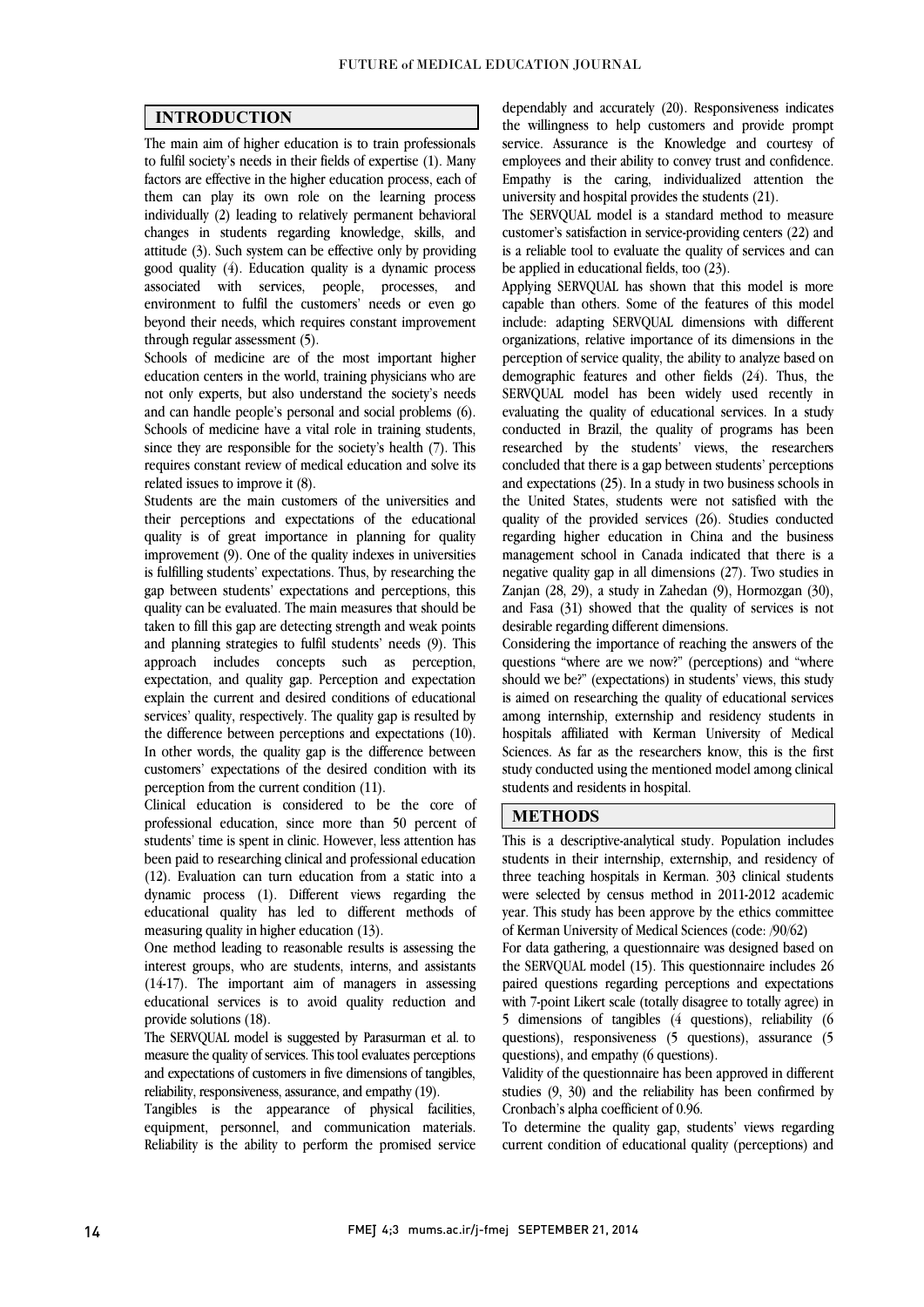## INTRODUCTION

The main aim of higher education is to train professionals to fulfil society's needs in their fields of expertise (1). Many factors are effective in the higher education process, each of them can play its own role on the learning process individually (2) leading to relatively permanent behavioral changes in students regarding knowledge, skills, and attitude (3). Such system can be effective only by providing good quality (4). Education quality is a dynamic process associated with services, people, processes, and environment to fulfil the customers' needs or even go beyond their needs, which requires constant improvement through regular assessment (5).

Schools of medicine are of the most important higher education centers in the world, training physicians who are not only experts, but also understand the society's needs and can handle people's personal and social problems (6). Schools of medicine have a vital role in training students, since they are responsible for the society's health (7). This requires constant review of medical education and solve its related issues to improve it (8).

Students are the main customers of the universities and their perceptions and expectations of the educational quality is of great importance in planning for quality improvement (9). One of the quality indexes in universities is fulfilling students' expectations. Thus, by researching the gap between students' expectations and perceptions, this quality can be evaluated. The main measures that should be taken to fill this gap are detecting strength and weak points and planning strategies to fulfil students' needs (9). This approach includes concepts such as perception, expectation, and quality gap. Perception and expectation explain the current and desired conditions of educational services' quality, respectively. The quality gap is resulted by the difference between perceptions and expectations (10). In other words, the quality gap is the difference between customers' expectations of the desired condition with its perception from the current condition (11).

Clinical education is considered to be the core of professional education, since more than 50 percent of students' time is spent in clinic. However, less attention has been paid to researching clinical and professional education (12). Evaluation can turn education from a static into a dynamic process (1). Different views regarding the educational quality has led to different methods of measuring quality in higher education (13).

One method leading to reasonable results is assessing the interest groups, who are students, interns, and assistants (14-17). The important aim of managers in assessing educational services is to avoid quality reduction and provide solutions (18).

The SERVQUAL model is suggested by Parasurman et al. to measure the quality of services. This tool evaluates perceptions and expectations of customers in five dimensions of tangibles, reliability, responsiveness, assurance, and empathy (19).

Tangibles is the appearance of physical facilities, equipment, personnel, and communication materials. Reliability is the ability to perform the promised service dependably and accurately (20). Responsiveness indicates the willingness to help customers and provide prompt service. Assurance is the Knowledge and courtesy of employees and their ability to convey trust and confidence. Empathy is the caring, individualized attention the university and hospital provides the students (21).

The SERVQUAL model is a standard method to measure customer's satisfaction in service-providing centers (22) and is a reliable tool to evaluate the quality of services and can be applied in educational fields, too (23).

Applying SERVQUAL has shown that this model is more capable than others. Some of the features of this model include: adapting SERVQUAL dimensions with different organizations, relative importance of its dimensions in the perception of service quality, the ability to analyze based on demographic features and other fields (24). Thus, the SERVQUAL model has been widely used recently in evaluating the quality of educational services. In a study conducted in Brazil, the quality of programs has been researched by the students' views, the researchers concluded that there is a gap between students' perceptions and expectations (25). In a study in two business schools in the United States, students were not satisfied with the quality of the provided services (26). Studies conducted regarding higher education in China and the business management school in Canada indicated that there is a negative quality gap in all dimensions (27). Two studies in Zanjan (28, 29), a study in Zahedan (9), Hormozgan (30), and Fasa (31) showed that the quality of services is not desirable regarding different dimensions.

Considering the importance of reaching the answers of the questions "where are we now?" (perceptions) and "where should we be?" (expectations) in students' views, this study is aimed on researching the quality of educational services among internship, externship and residency students in hospitals affiliated with Kerman University of Medical Sciences. As far as the researchers know, this is the first study conducted using the mentioned model among clinical students and residents in hospital.

## METHODS

This is a descriptive-analytical study. Population includes students in their internship, externship, and residency of three teaching hospitals in Kerman. 303 clinical students were selected by census method in 2011-2012 academic year. This study has been approve by the ethics committee of Kerman University of Medical Sciences (code: /90/62)

For data gathering, a questionnaire was designed based on the SERVQUAL model (15). This questionnaire includes 26 paired questions regarding perceptions and expectations with 7-point Likert scale (totally disagree to totally agree) in 5 dimensions of tangibles (4 questions), reliability (6 questions), responsiveness (5 questions), assurance (5 questions), and empathy (6 questions).

Validity of the questionnaire has been approved in different studies (9, 30) and the reliability has been confirmed by Cronbach's alpha coefficient of 0.96.

To determine the quality gap, students' views regarding current condition of educational quality (perceptions) and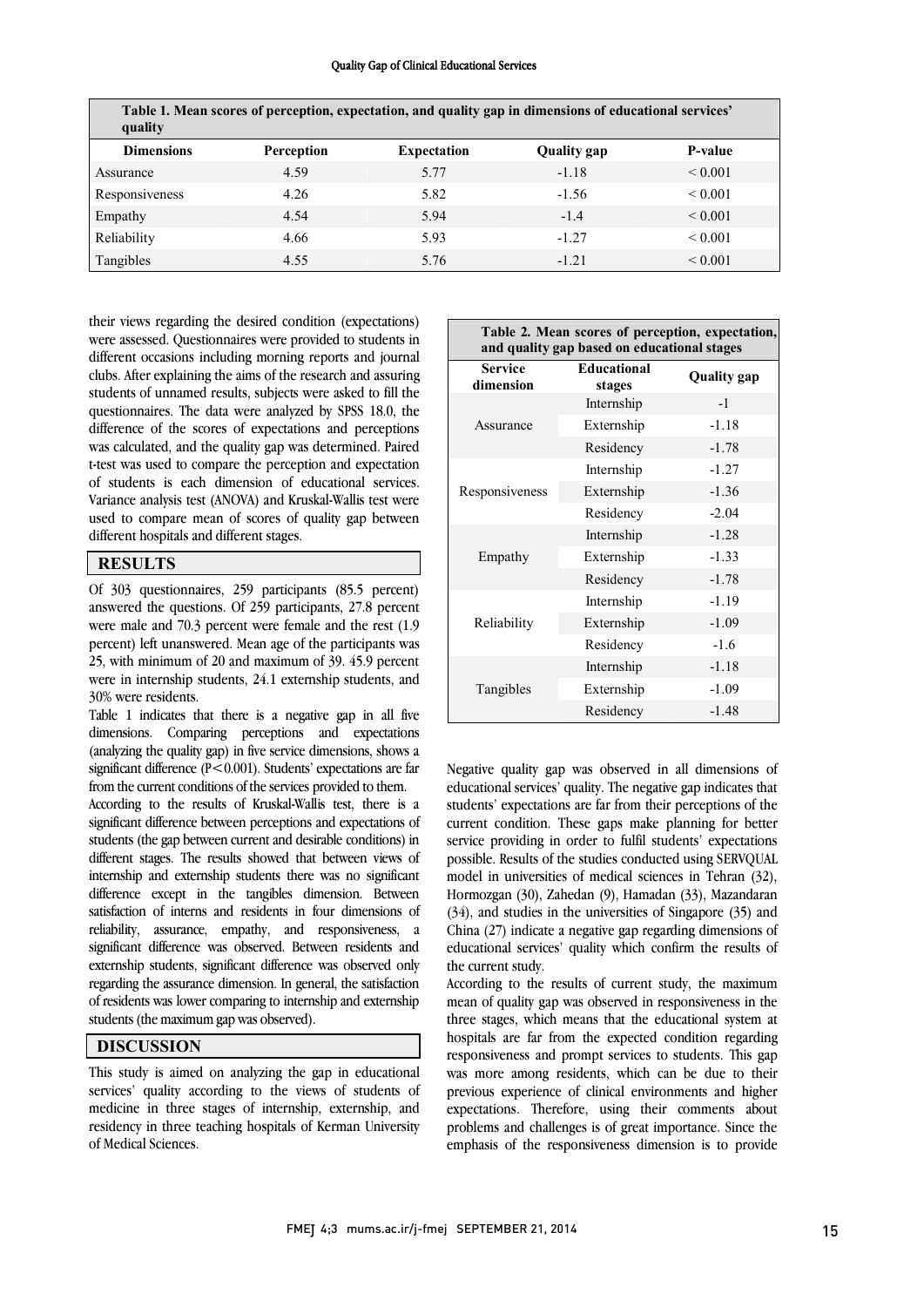**Table 1. Mean scores of perception, expectation, and quality gap in dimensions of educational services' quality**

| Dimensions | Perception | Expectation | Quality gap | P-value |
|---|---|---|---|---|
| Assurance | 4.59 | 5.77 | -1.18 | < 0.001 |
| Responsiveness | 4.26 | 5.82 | -1.56 | < 0.001 |
| Empathy | 4.54 | 5.94 | -1.4 | < 0.001 |
| Reliability | 4.66 | 5.93 | -1.27 | < 0.001 |
| Tangibles | 4.55 | 5.76 | -1.21 | < 0.001 |

their views regarding the desired condition (expectations) were assessed. Questionnaires were provided to students in different occasions including morning reports and journal clubs. After explaining the aims of the research and assuring students of unnamed results, subjects were asked to fill the questionnaires. The data were analyzed by SPSS 18.0, the difference of the scores of expectations and perceptions was calculated, and the quality gap was determined. Paired t-test was used to compare the perception and expectation of students is each dimension of educational services. Variance analysis test (ANOVA) and Kruskal-Wallis test were used to compare mean of scores of quality gap between different hospitals and different stages.

## RESULTS

Of 303 questionnaires, 259 participants (85.5 percent) answered the questions. Of 259 participants, 27.8 percent were male and 70.3 percent were female and the rest (1.9 percent) left unanswered. Mean age of the participants was 25, with minimum of 20 and maximum of 39. 45.9 percent were in internship students, 24.1 externship students, and 30% were residents.

Table 1 indicates that there is a negative gap in all five dimensions. Comparing perceptions and expectations (analyzing the quality gap) in five service dimensions, shows a significant difference ($P<0.001$). Students' expectations are far from the current conditions of the services provided to them.

According to the results of Kruskal-Wallis test, there is a significant difference between perceptions and expectations of students (the gap between current and desirable conditions) in different stages. The results showed that between views of internship and externship students there was no significant difference except in the tangibles dimension. Between satisfaction of interns and residents in four dimensions of reliability, assurance, empathy, and responsiveness, a significant difference was observed. Between residents and externship students, significant difference was observed only regarding the assurance dimension. In general, the satisfaction of residents was lower comparing to internship and externship students (the maximum gap was observed).

**Table 2. Mean scores of perception, expectation, and quality gap based on educational stages**

| Service dimension | Educational stages | Quality gap |
|---|---|---|
| Assurance | Internship | -1 |
| | Externship | -1.18 |
| | Residency | -1.78 |
| Responsiveness | Internship | -1.27 |
| | Externship | -1.36 |
| | Residency | -2.04 |
| Empathy | Internship | -1.28 |
| | Externship | -1.33 |
| | Residency | -1.78 |
| Reliability | Internship | -1.19 |
| | Externship | -1.09 |
| | Residency | -1.6 |
| Tangibles | Internship | -1.18 |
| | Externship | -1.09 |
| | Residency | -1.48 |

## DISCUSSION

This study is aimed on analyzing the gap in educational services' quality according to the views of students of medicine in three stages of internship, externship, and residency in three teaching hospitals of Kerman University of Medical Sciences.

Negative quality gap was observed in all dimensions of educational services' quality. The negative gap indicates that students' expectations are far from their perceptions of the current condition. These gaps make planning for better service providing in order to fulfil students' expectations possible. Results of the studies conducted using SERVQUAL model in universities of medical sciences in Tehran (32), Hormozgan (30), Zahedan (9), Hamadan (33), Mazandaran (34), and studies in the universities of Singapore (35) and China (27) indicate a negative gap regarding dimensions of educational services' quality which confirm the results of the current study.

According to the results of current study, the maximum mean of quality gap was observed in responsiveness in the three stages, which means that the educational system at hospitals are far from the expected condition regarding responsiveness and prompt services to students. This gap was more among residents, which can be due to their previous experience of clinical environments and higher expectations. Therefore, using their comments about problems and challenges is of great importance. Since the emphasis of the responsiveness dimension is to provide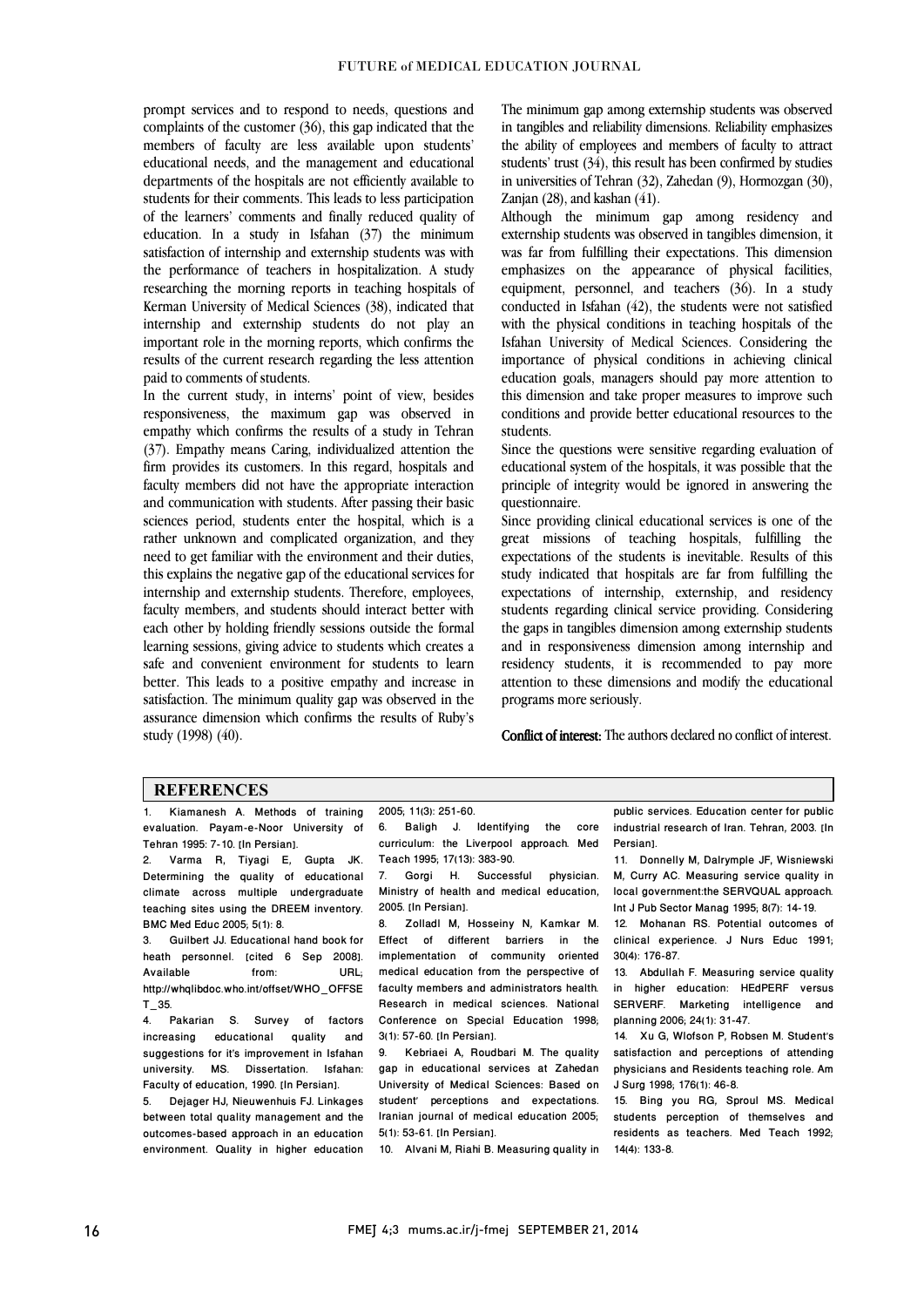prompt services and to respond to needs, questions and complaints of the customer (36), this gap indicated that the members of faculty are less available upon students' educational needs, and the management and educational departments of the hospitals are not efficiently available to students for their comments. This leads to less participation of the learners' comments and finally reduced quality of education. In a study in Isfahan (37) the minimum satisfaction of internship and externship students was with the performance of teachers in hospitalization. A study researching the morning reports in teaching hospitals of Kerman University of Medical Sciences (38), indicated that internship and externship students do not play an important role in the morning reports, which confirms the results of the current research regarding the less attention paid to comments of students.

In the current study, in interns' point of view, besides responsiveness, the maximum gap was observed in empathy which confirms the results of a study in Tehran (37). Empathy means Caring, individualized attention the firm provides its customers. In this regard, hospitals and faculty members did not have the appropriate interaction and communication with students. After passing their basic sciences period, students enter the hospital, which is a rather unknown and complicated organization, and they need to get familiar with the environment and their duties, this explains the negative gap of the educational services for internship and externship students. Therefore, employees, faculty members, and students should interact better with each other by holding friendly sessions outside the formal learning sessions, giving advice to students which creates a safe and convenient environment for students to learn better. This leads to a positive empathy and increase in satisfaction. The minimum quality gap was observed in the assurance dimension which confirms the results of Ruby's study (1998) (40).

The minimum gap among externship students was observed in tangibles and reliability dimensions. Reliability emphasizes the ability of employees and members of faculty to attract students' trust (34), this result has been confirmed by studies in universities of Tehran (32), Zahedan (9), Hormozgan (30), Zanjan (28), and kashan (41).

Although the minimum gap among residency and externship students was observed in tangibles dimension, it was far from fulfilling their expectations. This dimension emphasizes on the appearance of physical facilities, equipment, personnel, and teachers (36). In a study conducted in Isfahan (42), the students were not satisfied with the physical conditions in teaching hospitals of the Isfahan University of Medical Sciences. Considering the importance of physical conditions in achieving clinical education goals, managers should pay more attention to this dimension and take proper measures to improve such conditions and provide better educational resources to the students.

Since the questions were sensitive regarding evaluation of educational system of the hospitals, it was possible that the principle of integrity would be ignored in answering the questionnaire.

Since providing clinical educational services is one of the great missions of teaching hospitals, fulfilling the expectations of the students is inevitable. Results of this study indicated that hospitals are far from fulfilling the expectations of internship, externship, and residency students regarding clinical service providing. Considering the gaps in tangibles dimension among externship students and in responsiveness dimension among internship and residency students, it is recommended to pay more attention to these dimensions and modify the educational programs more seriously.

**Conflict of interest:** The authors declared no conflict of interest.

## REFERENCES

1. Kiamanesh A. Methods of training evaluation. Payam-e-Noor University of Tehran 1995: 7-10. [In Persian].
2. Varma R, Tiyagi E, Gupta JK. Determining the quality of educational climate across multiple undergraduate teaching sites using the DREEM inventory. BMC Med Educ 2005; 5(1): 8.
3. Guilbert JJ. Educational hand book for heath personnel. [cited 6 Sep 2008]. Available from: URL; http://whqlibdoc.who.int/offset/WHO_OFFSET_35.
4. Pakarian S. Survey of factors increasing educational quality and suggestions for it's improvement in Isfahan university. MS. Dissertation. Isfahan: Faculty of education, 1990. [In Persian].
5. Dejager HJ, Nieuwenhuis FJ. Linkages between total quality management and the outcomes-based approach in an education environment. Quality in higher education 2005; 11(3): 251-60.
6. Baligh J. Identifying the core curriculum: the Liverpool approach. Med Teach 1995; 17(13): 383-90.
7. Gorgi H. Successful physician. Ministry of health and medical education, 2005. [In Persian].
8. Zolladl M, Hosseiny N, Kamkar M. Effect of different barriers in the implementation of community oriented medical education from the perspective of faculty members and administrators health. Research in medical sciences. National Conference on Special Education 1998; 3(1): 57-60. [In Persian].
9. Kebriaei A, Roudbari M. The quality gap in educational services at Zahedan University of Medical Sciences: Based on student' perceptions and expectations. Iranian journal of medical education 2005; 5(1): 53-61. [In Persian].
10. Alvani M, Riahi B. Measuring quality in public services. Education center for public industrial research of Iran. Tehran, 2003. [In Persian].
11. Donnelly M, Dalrymple JF, Wisniewski M, Curry AC. Measuring service quality in local government:the SERVQUAL approach. Int J Pub Sector Manag 1995; 8(7): 14-19.
12. Mohanan RS. Potential outcomes of clinical experience. J Nurs Educ 1991; 30(4): 176-87.
13. Abdullah F. Measuring service quality in higher education: HEdPERF versus SERVERF. Marketing intelligence and planning 2006; 24(1): 31-47.
14. Xu G, Wlofson P, Robsen M. Student's satisfaction and perceptions of attending physicians and Residents teaching role. Am J Surg 1998; 176(1): 46-8.
15. Bing you RG, Sproul MS. Medical students perception of themselves and residents as teachers. Med Teach 1992; 14(4): 133-8.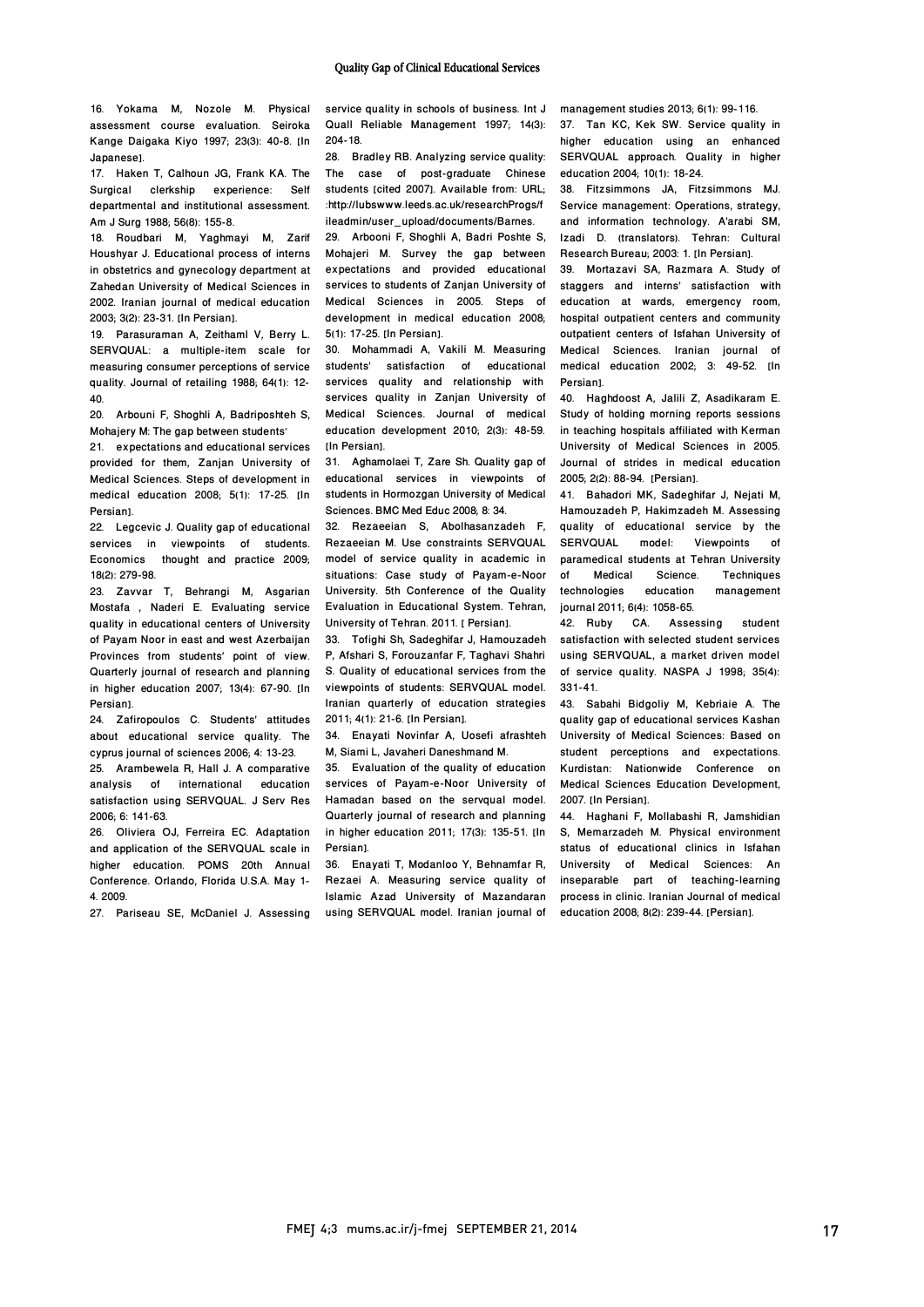16. Yokama M, Nozole M. Physical assessment course evaluation. Seiroka Kange Daigaka Kiyo 1997; 23(3): 40-8. [In Japanese].

17. Haken T, Calhoun JG, Frank KA. The Surgical clerkship experience: Self departmental and institutional assessment. Am J Surg 1988; 56(8): 155-8.

18. Roudbari M, Yaghmayi M, Zarif Houshyar J. Educational process of interns in obstetrics and gynecology department at Zahedan University of Medical Sciences in 2002. Iranian journal of medical education 2003; 3(2): 23-31. [In Persian].

19. Parasuraman A, Zeithaml V, Berry L. SERVQUAL: a multiple-item scale for measuring consumer perceptions of service quality. Journal of retailing 1988; 64(1): 12-40.

20. Arbouni F, Shoghli A, Badriposhteh S, Mohajery M: The gap between students'

21. expectations and educational services provided for them, Zanjan University of Medical Sciences. Steps of development in medical education 2008; 5(1): 17-25. [In Persian].

22. Legcevic J. Quality gap of educational services in viewpoints of students. Economics thought and practice 2009; 18(2): 279-98.

23. Zavvar T, Behrangi M, Asgarian Mostafa , Naderi E. Evaluating service quality in educational centers of University of Payam Noor in east and west Azerbaijan Provinces from students' point of view. Quarterly journal of research and planning in higher education 2007; 13(4): 67-90. [In Persian].

24. Zafiropoulos C. Students' attitudes about educational service quality. The cyprus journal of sciences 2006; 4: 13-23.

25. Arambewela R, Hall J. A comparative analysis of international education satisfaction using SERVQUAL. J Serv Res 2006; 6: 141-63.

26. Oliviera OJ, Ferreira EC. Adaptation and application of the SERVQUAL scale in higher education. POMS 20th Annual Conference. Orlando, Florida U.S.A. May 1-4. 2009.

27. Pariseau SE, McDaniel J. Assessing service quality in schools of business. Int J Quall Reliable Management 1997; 14(3): 204-18.

28. Bradley RB. Analyzing service quality: The case of post-graduate Chinese students [cited 2007]. Available from: URL; :http://lubswww.leeds.ac.uk/researchProgs/fileadmin/user_upload/documents/Barnes.

29. Arbooni F, Shoghli A, Badri Poshte S, Mohajeri M. Survey the gap between expectations and provided educational services to students of Zanjan University of Medical Sciences in 2005. Steps of development in medical education 2008; 5(1): 17-25. [In Persian].

30. Mohammadi A, Vakili M. Measuring students' satisfaction of educational services quality and relationship with services quality in Zanjan University of Medical Sciences. Journal of medical education development 2010; 2(3): 48-59. [In Persian].

31. Aghamolaei T, Zare Sh. Quality gap of educational services in viewpoints of students in Hormozgan University of Medical Sciences. BMC Med Educ 2008; 8: 34.

32. Rezaeeian S, Abolhasanzadeh F, Rezaeeian M. Use constraints SERVQUAL model of service quality in academic in situations: Case study of Payam-e-Noor University. 5th Conference of the Quality Evaluation in Educational System. Tehran, University of Tehran. 2011. [ Persian].

33. Tofighi Sh, Sadeghifar J, Hamouzadeh P, Afshari S, Forouzanfar F, Taghavi Shahri S. Quality of educational services from the viewpoints of students: SERVQUAL model. Iranian quarterly of education strategies 2011; 4(1): 21-6. [In Persian].

34. Enayati Novinfar A, Uosefi afrashteh M, Siami L, Javaheri Daneshmand M.

35. Evaluation of the quality of education services of Payam-e-Noor University of Hamadan based on the servqual model. Quarterly journal of research and planning in higher education 2011; 17(3): 135-51. [In Persian].

36. Enayati T, Modanloo Y, Behnamfar R, Rezaei A. Measuring service quality of Islamic Azad University of Mazandaran using SERVQUAL model. Iranian journal of management studies 2013; 6(1): 99-116.

37. Tan KC, Kek SW. Service quality in higher education using an enhanced SERVQUAL approach. Quality in higher education 2004; 10(1): 18-24.

38. Fitzsimmons JA, Fitzsimmons MJ. Service management: Operations, strategy, and information technology. A'arabi SM, Izadi D. (translators). Tehran: Cultural Research Bureau; 2003: 1. [In Persian].

39. Mortazavi SA, Razmara A. Study of staggers and interns' satisfaction with education at wards, emergency room, hospital outpatient centers and community outpatient centers of Isfahan University of Medical Sciences. Iranian journal of medical education 2002; 3: 49-52. [In Persian].

40. Haghdoost A, Jalili Z, Asadikaram E. Study of holding morning reports sessions in teaching hospitals affiliated with Kerman University of Medical Sciences in 2005. Journal of strides in medical education 2005; 2(2): 88-94. [Persian].

41. Bahadori MK, Sadeghifar J, Nejati M, Hamouzadeh P, Hakimzadeh M. Assessing quality of educational service by the SERVQUAL model: Viewpoints of paramedical students at Tehran University of Medical Science. Techniques technologies education management journal 2011; 6(4): 1058-65.

42. Ruby CA. Assessing student satisfaction with selected student services using SERVQUAL, a market driven model of service quality. NASPA J 1998; 35(4): 331-41.

43. Sabahi Bidgoliy M, Kebriaie A. The quality gap of educational services Kashan University of Medical Sciences: Based on student perceptions and expectations. Kurdistan: Nationwide Conference on Medical Sciences Education Development, 2007. [In Persian].

44. Haghani F, Mollabashi R, Jamshidian S, Memarzadeh M. Physical environment status of educational clinics in Isfahan University of Medical Sciences: An inseparable part of teaching-learning process in clinic. Iranian Journal of medical education 2008; 8(2): 239-44. [Persian].